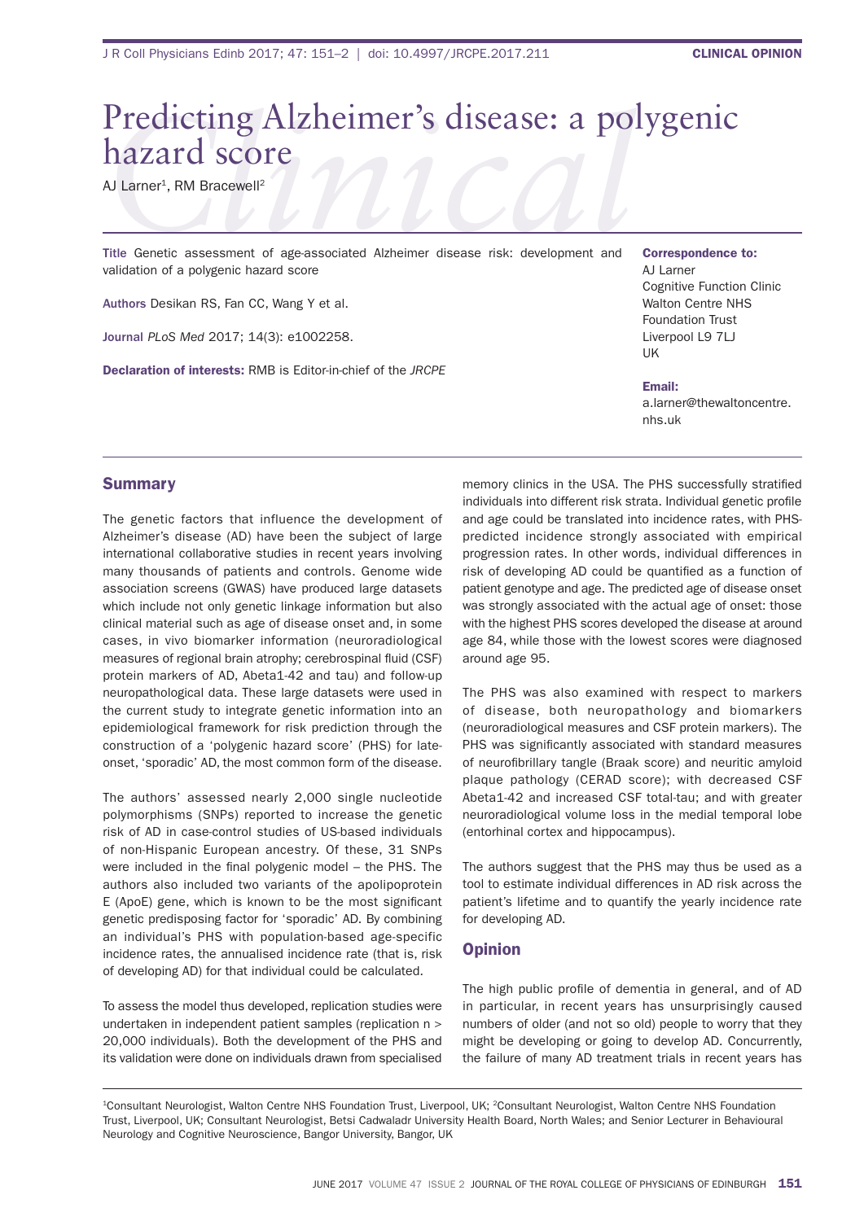CLINICAL OPINION

# Predicting Alzheimer's disease: a polygenic hazard score

AJ Larner[1], RM Bracewell[2]

**Title** Genetic assessment of age-associated Alzheimer disease risk: development and validation of a polygenic hazard score

**Authors** Desikan RS, Fan CC, Wang Y et al.

**Journal** *PLoS Med* 2017; 14(3): e1002258.

**Declaration of interests:** RMB is Editor-in-chief of the *JRCPE*

**Correspondence to:**
AJ Larner
Cognitive Function Clinic
Walton Centre NHS Foundation Trust
Liverpool L9 7LJ
UK

**Email:**
a.larner@thewaltoncentre.nhs.uk

## Summary

The genetic factors that influence the development of Alzheimer's disease (AD) have been the subject of large international collaborative studies in recent years involving many thousands of patients and controls. Genome wide association screens (GWAS) have produced large datasets which include not only genetic linkage information but also clinical material such as age of disease onset and, in some cases, in vivo biomarker information (neuroradiological measures of regional brain atrophy; cerebrospinal fluid (CSF) protein markers of AD, Abeta1-42 and tau) and follow-up neuropathological data. These large datasets were used in the current study to integrate genetic information into an epidemiological framework for risk prediction through the construction of a 'polygenic hazard score' (PHS) for late-onset, 'sporadic' AD, the most common form of the disease.

The authors' assessed nearly 2,000 single nucleotide polymorphisms (SNPs) reported to increase the genetic risk of AD in case-control studies of US-based individuals of non-Hispanic European ancestry. Of these, 31 SNPs were included in the final polygenic model – the PHS. The authors also included two variants of the apolipoprotein E (ApoE) gene, which is known to be the most significant genetic predisposing factor for 'sporadic' AD. By combining an individual's PHS with population-based age-specific incidence rates, the annualised incidence rate (that is, risk of developing AD) for that individual could be calculated.

To assess the model thus developed, replication studies were undertaken in independent patient samples (replication n > 20,000 individuals). Both the development of the PHS and its validation were done on individuals drawn from specialised memory clinics in the USA. The PHS successfully stratified individuals into different risk strata. Individual genetic profile and age could be translated into incidence rates, with PHS-predicted incidence strongly associated with empirical progression rates. In other words, individual differences in risk of developing AD could be quantified as a function of patient genotype and age. The predicted age of disease onset was strongly associated with the actual age of onset: those with the highest PHS scores developed the disease at around age 84, while those with the lowest scores were diagnosed around age 95.

The PHS was also examined with respect to markers of disease, both neuropathology and biomarkers (neuroradiological measures and CSF protein markers). The PHS was significantly associated with standard measures of neurofibrillary tangle (Braak score) and neuritic amyloid plaque pathology (CERAD score); with decreased CSF Abeta1-42 and increased CSF total-tau; and with greater neuroradiological volume loss in the medial temporal lobe (entorhinal cortex and hippocampus).

The authors suggest that the PHS may thus be used as a tool to estimate individual differences in AD risk across the patient's lifetime and to quantify the yearly incidence rate for developing AD.

## Opinion

The high public profile of dementia in general, and of AD in particular, in recent years has unsurprisingly caused numbers of older (and not so old) people to worry that they might be developing or going to develop AD. Concurrently, the failure of many AD treatment trials in recent years has

[1]Consultant Neurologist, Walton Centre NHS Foundation Trust, Liverpool, UK; [2]Consultant Neurologist, Walton Centre NHS Foundation Trust, Liverpool, UK; Consultant Neurologist, Betsi Cadwaladr University Health Board, North Wales; and Senior Lecturer in Behavioural Neurology and Cognitive Neuroscience, Bangor University, Bangor, UK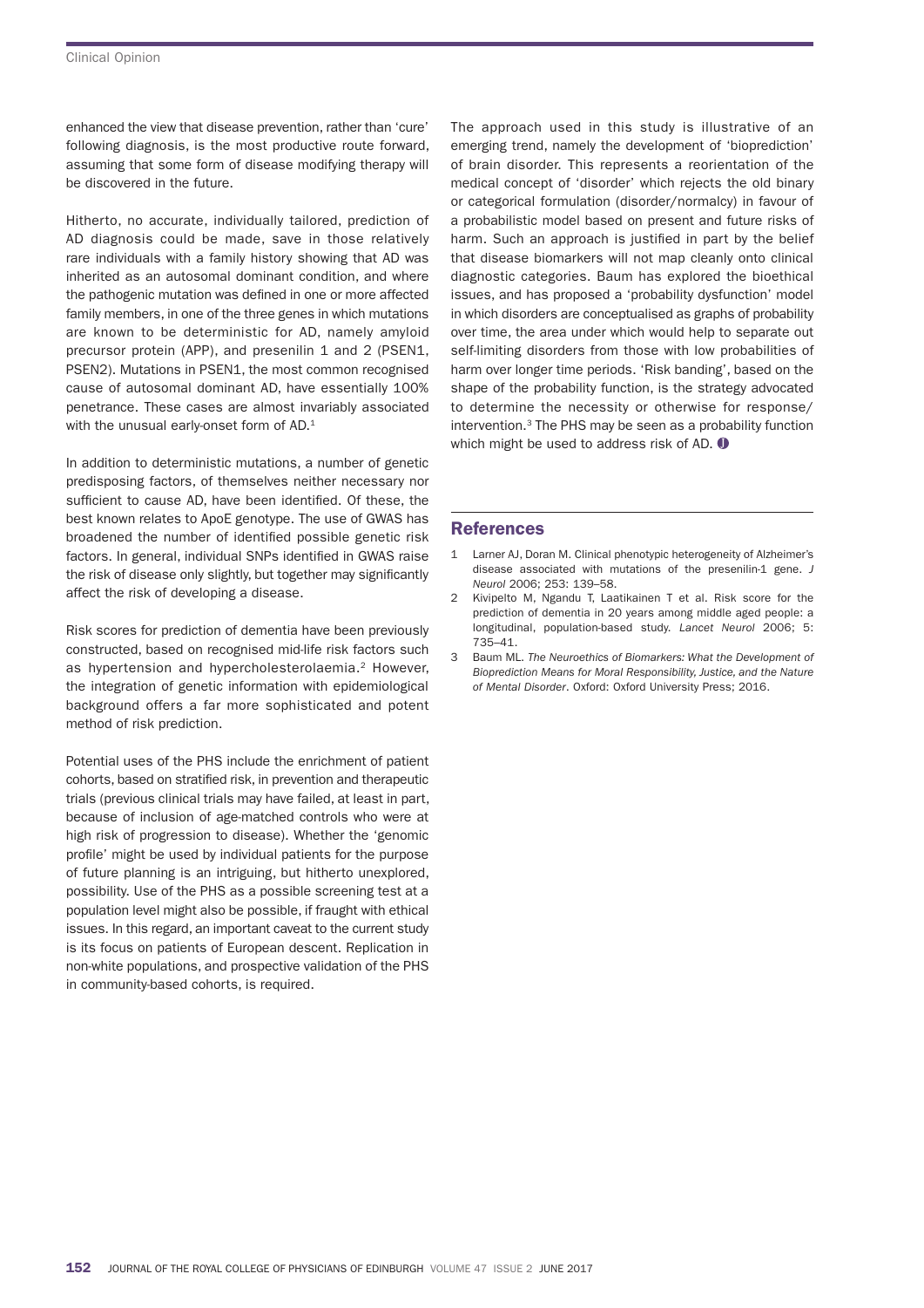enhanced the view that disease prevention, rather than 'cure' following diagnosis, is the most productive route forward, assuming that some form of disease modifying therapy will be discovered in the future.

Hitherto, no accurate, individually tailored, prediction of AD diagnosis could be made, save in those relatively rare individuals with a family history showing that AD was inherited as an autosomal dominant condition, and where the pathogenic mutation was defined in one or more affected family members, in one of the three genes in which mutations are known to be deterministic for AD, namely amyloid precursor protein (APP), and presenilin 1 and 2 (PSEN1, PSEN2). Mutations in PSEN1, the most common recognised cause of autosomal dominant AD, have essentially 100% penetrance. These cases are almost invariably associated with the unusual early-onset form of AD.[1]

In addition to deterministic mutations, a number of genetic predisposing factors, of themselves neither necessary nor sufficient to cause AD, have been identified. Of these, the best known relates to ApoE genotype. The use of GWAS has broadened the number of identified possible genetic risk factors. In general, individual SNPs identified in GWAS raise the risk of disease only slightly, but together may significantly affect the risk of developing a disease.

Risk scores for prediction of dementia have been previously constructed, based on recognised mid-life risk factors such as hypertension and hypercholesterolaemia.[2] However, the integration of genetic information with epidemiological background offers a far more sophisticated and potent method of risk prediction.

Potential uses of the PHS include the enrichment of patient cohorts, based on stratified risk, in prevention and therapeutic trials (previous clinical trials may have failed, at least in part, because of inclusion of age-matched controls who were at high risk of progression to disease). Whether the 'genomic profile' might be used by individual patients for the purpose of future planning is an intriguing, but hitherto unexplored, possibility. Use of the PHS as a possible screening test at a population level might also be possible, if fraught with ethical issues. In this regard, an important caveat to the current study is its focus on patients of European descent. Replication in non-white populations, and prospective validation of the PHS in community-based cohorts, is required.

The approach used in this study is illustrative of an emerging trend, namely the development of 'bioprediction' of brain disorder. This represents a reorientation of the medical concept of 'disorder' which rejects the old binary or categorical formulation (disorder/normalcy) in favour of a probabilistic model based on present and future risks of harm. Such an approach is justified in part by the belief that disease biomarkers will not map cleanly onto clinical diagnostic categories. Baum has explored the bioethical issues, and has proposed a 'probability dysfunction' model in which disorders are conceptualised as graphs of probability over time, the area under which would help to separate out self-limiting disorders from those with low probabilities of harm over longer time periods. 'Risk banding', based on the shape of the probability function, is the strategy advocated to determine the necessity or otherwise for response/intervention.[3] The PHS may be seen as a probability function which might be used to address risk of AD.

## References

1. Larner AJ, Doran M. Clinical phenotypic heterogeneity of Alzheimer's disease associated with mutations of the presenilin-1 gene. *J Neurol* 2006; 253: 139–58.
2. Kivipelto M, Ngandu T, Laatikainen T et al. Risk score for the prediction of dementia in 20 years among middle aged people: a longitudinal, population-based study. *Lancet Neurol* 2006; 5: 735–41.
3. Baum ML. *The Neuroethics of Biomarkers: What the Development of Bioprediction Means for Moral Responsibility, Justice, and the Nature of Mental Disorder*. Oxford: Oxford University Press; 2016.